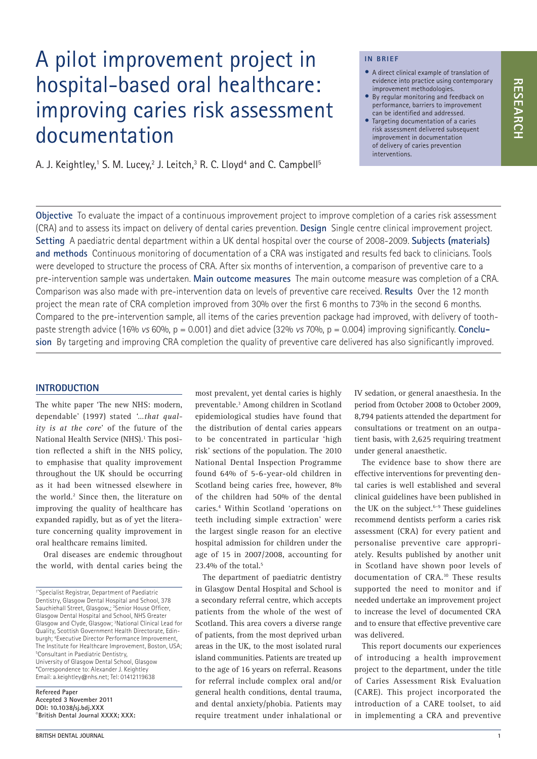# A pilot improvement project in hospital-based oral healthcare: improving caries risk assessment documentation

A. J. Keightley,[1] S. M. Lucey,[2] J. Leitch,[3] R. C. Lloyd[4] and C. Campbell[5]

**IN BRIEF**

- A direct clinical example of translation of evidence into practice using contemporary improvement methodologies.
- By regular monitoring and feedback on performance, barriers to improvement can be identified and addressed.
- Targeting documentation of a caries risk assessment delivered subsequent improvement in documentation of delivery of caries prevention interventions.

**Objective** To evaluate the impact of a continuous improvement project to improve completion of a caries risk assessment (CRA) and to assess its impact on delivery of dental caries prevention. **Design** Single centre clinical improvement project. **Setting** A paediatric dental department within a UK dental hospital over the course of 2008-2009. **Subjects (materials) and methods** Continuous monitoring of documentation of a CRA was instigated and results fed back to clinicians. Tools were developed to structure the process of CRA. After six months of intervention, a comparison of preventive care to a pre-intervention sample was undertaken. **Main outcome measures** The main outcome measure was completion of a CRA. Comparison was also made with pre-intervention data on levels of preventive care received. **Results** Over the 12 month project the mean rate of CRA completion improved from 30% over the first 6 months to 73% in the second 6 months. Compared to the pre-intervention sample, all items of the caries prevention package had improved, with delivery of toothpaste strength advice (16% *vs* 60%, $p = 0.001$) and diet advice (32% *vs* 70%, $p = 0.004$) improving significantly. **Conclusion** By targeting and improving CRA completion the quality of preventive care delivered has also significantly improved.

## INTRODUCTION

The white paper 'The new NHS: modern, dependable' (1997) stated '*...that quality is at the core*' of the future of the National Health Service (NHS).[1] This position reflected a shift in the NHS policy, to emphasise that quality improvement throughout the UK should be occurring as it had been witnessed elsewhere in the world.[2] Since then, the literature on improving the quality of healthcare has expanded rapidly, but as of yet the literature concerning quality improvement in oral healthcare remains limited.

Oral diseases are endemic throughout the world, with dental caries being the most prevalent, yet dental caries is highly preventable.[3] Among children in Scotland epidemiological studies have found that the distribution of dental caries appears to be concentrated in particular 'high risk' sections of the population. The 2010 National Dental Inspection Programme found 64% of 5-6-year-old children in Scotland being caries free, however, 8% of the children had 50% of the dental caries.[4] Within Scotland 'operations on teeth including simple extraction' were the largest single reason for an elective hospital admission for children under the age of 15 in 2007/2008, accounting for 23.4% of the total.[5]

The department of paediatric dentistry in Glasgow Dental Hospital and School is a secondary referral centre, which accepts patients from the whole of the west of Scotland. This area covers a diverse range of patients, from the most deprived urban areas in the UK, to the most isolated rural island communities. Patients are treated up to the age of 16 years on referral. Reasons for referral include complex oral and/or general health conditions, dental trauma, and dental anxiety/phobia. Patients may require treatment under inhalational or IV sedation, or general anaesthesia. In the period from October 2008 to October 2009, 8,794 patients attended the department for consultations or treatment on an outpatient basis, with 2,625 requiring treatment under general anaesthetic.

The evidence base to show there are effective interventions for preventing dental caries is well established and several clinical guidelines have been published in the UK on the subject.[6–9] These guidelines recommend dentists perform a caries risk assessment (CRA) for every patient and personalise preventive care appropriately. Results published by another unit in Scotland have shown poor levels of documentation of CRA.[10] These results supported the need to monitor and if needed undertake an improvement project to increase the level of documented CRA and to ensure that effective preventive care was delivered.

This report documents our experiences of introducing a health improvement project to the department, under the title of Caries Assessment Risk Evaluation (CARE). This project incorporated the introduction of a CARE toolset, to aid in implementing a CRA and preventive

---

[1]*Specialist Registrar, Department of Paediatric Dentistry, Glasgow Dental Hospital and School, 378 Sauchiehall Street, Glasgow,; [2]Senior House Officer, Glasgow Dental Hospital and School, NHS Greater Glasgow and Clyde, Glasgow; [3]National Clinical Lead for Quality, Scottish Government Health Directorate, Edinburgh; [4]Executive Director Performance Improvement, The Institute for Healthcare Improvement, Boston, USA; [5]Consultant in Paediatric Dentistry, University of Glasgow Dental School, Glasgow
*Correspondence to: Alexander J. Keightley
Email: a.keightley@nhs.net; Tel: 01412119638

**Refereed Paper**
**Accepted 3 November 2011**
**DOI: 10.1038/sj.bdj.XXX**
**©British Dental Journal XXXX; XXX:**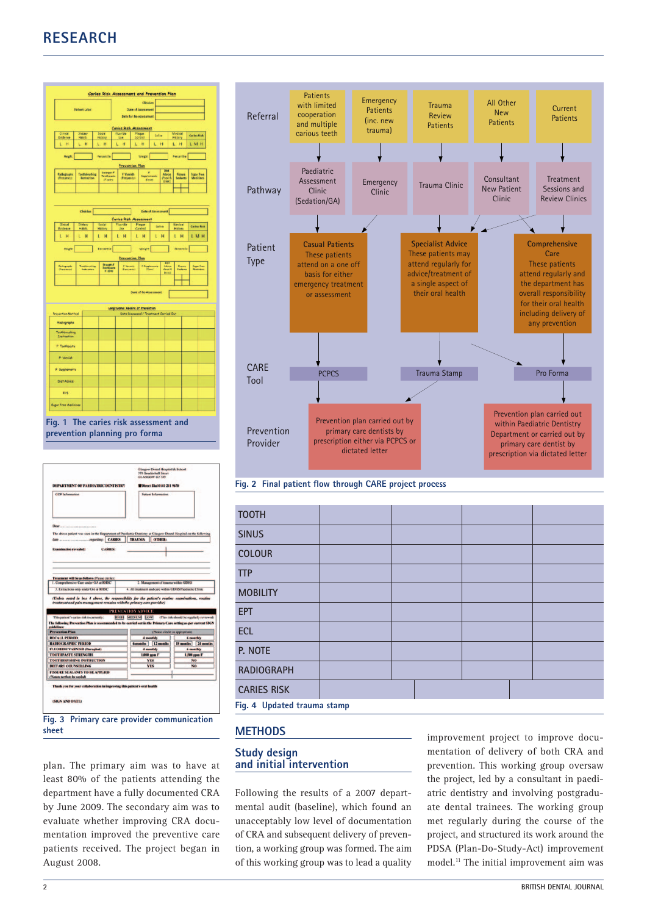Fig. 1 The caries risk assessment and prevention planning pro forma

Fig. 2 Final patient flow through CARE project process

Fig. 3 Primary care provider communication sheet

| TOOTH | | | | |
|---|---|---|---|---|
| SINUS | | | | |
| COLOUR | | | | |
| TTP | | | | |
| MOBILITY | | | | |
| EPT | | | | |
| ECL | | | | |
| P. NOTE | | | | |
| RADIOGRAPH | | | | |
| CARIES RISK | | | | |

Fig. 4 Updated trauma stamp

plan. The primary aim was to have at least 80% of the patients attending the department have a fully documented CRA by June 2009. The secondary aim was to evaluate whether improving CRA documentation improved the preventive care patients received. The project began in August 2008.

## METHODS

### Study design and initial intervention

Following the results of a 2007 departmental audit (baseline), which found an unacceptably low level of documentation of CRA and subsequent delivery of prevention, a working group was formed. The aim of this working group was to lead a quality improvement project to improve documentation of delivery of both CRA and prevention. This working group oversaw the project, led by a consultant in paediatric dentistry and involving postgraduate dental trainees. The working group met regularly during the course of the project, and structured its work around the PDSA (Plan-Do-Study-Act) improvement model.[11] The initial improvement aim was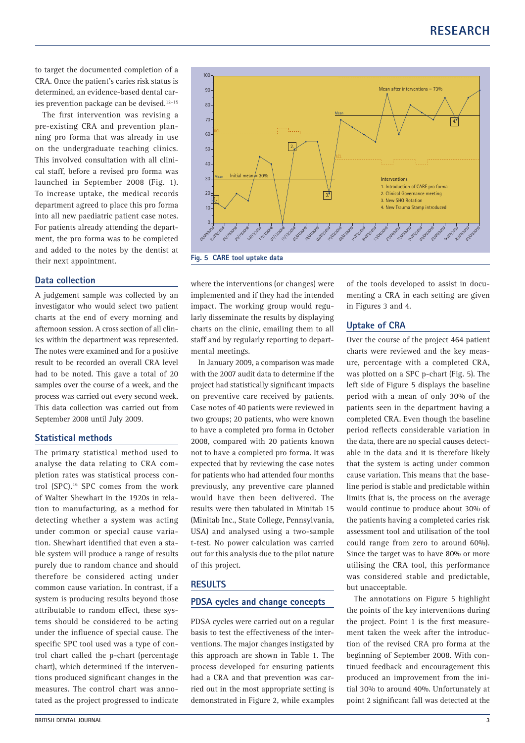to target the documented completion of a CRA. Once the patient's caries risk status is determined, an evidence-based dental caries prevention package can be devised.[12–15]

The first intervention was revising a pre-existing CRA and prevention planning pro forma that was already in use on the undergraduate teaching clinics. This involved consultation with all clinical staff, before a revised pro forma was launched in September 2008 (Fig. 1). To increase uptake, the medical records department agreed to place this pro forma into all new paediatric patient case notes. For patients already attending the department, the pro forma was to be completed and added to the notes by the dentist at their next appointment.

## Data collection

A judgement sample was collected by an investigator who would select two patient charts at the end of every morning and afternoon session. A cross section of all clinics within the department was represented. The notes were examined and for a positive result to be recorded an overall CRA level had to be noted. This gave a total of 20 samples over the course of a week, and the process was carried out every second week. This data collection was carried out from September 2008 until July 2009.

## Statistical methods

The primary statistical method used to analyse the data relating to CRA completion rates was statistical process control (SPC).[16] SPC comes from the work of Walter Shewhart in the 1920s in relation to manufacturing, as a method for detecting whether a system was acting under common or special cause variation. Shewhart identified that even a stable system will produce a range of results purely due to random chance and should therefore be considered acting under common cause variation. In contrast, if a system is producing results beyond those attributable to random effect, these systems should be considered to be acting under the influence of special cause. The specific SPC tool used was a type of control chart called the p-chart (percentage chart), which determined if the interventions produced significant changes in the measures. The control chart was annotated as the project progressed to indicate where the interventions (or changes) were implemented and if they had the intended impact. The working group would regularly disseminate the results by displaying charts on the clinic, emailing them to all staff and by regularly reporting to departmental meetings.

In January 2009, a comparison was made with the 2007 audit data to determine if the project had statistically significant impacts on preventive care received by patients. Case notes of 40 patients were reviewed in two groups; 20 patients, who were known to have a completed pro forma in October 2008, compared with 20 patients known not to have a completed pro forma. It was expected that by reviewing the case notes for patients who had attended four months previously, any preventive care planned would have then been delivered. The results were then tabulated in Minitab 15 (Minitab Inc., State College, Pennsylvania, USA) and analysed using a two-sample t-test. No power calculation was carried out for this analysis due to the pilot nature of this project.

Fig. 5 CARE tool uptake data

# RESULTS

## PDSA cycles and change concepts

PDSA cycles were carried out on a regular basis to test the effectiveness of the interventions. The major changes instigated by this approach are shown in Table 1. The process developed for ensuring patients had a CRA and that prevention was carried out in the most appropriate setting is demonstrated in Figure 2, while examples of the tools developed to assist in documenting a CRA in each setting are given in Figures 3 and 4.

## Uptake of CRA

Over the course of the project 464 patient charts were reviewed and the key measure, percentage with a completed CRA, was plotted on a SPC p-chart (Fig. 5). The left side of Figure 5 displays the baseline period with a mean of only 30% of the patients seen in the department having a completed CRA. Even though the baseline period reflects considerable variation in the data, there are no special causes detectable in the data and it is therefore likely that the system is acting under common cause variation. This means that the baseline period is stable and predictable within limits (that is, the process on the average would continue to produce about 30% of the patients having a completed caries risk assessment tool and utilisation of the tool could range from zero to around 60%). Since the target was to have 80% or more utilising the CRA tool, this performance was considered stable and predictable, but unacceptable.

The annotations on Figure 5 highlight the points of the key interventions during the project. Point 1 is the first measurement taken the week after the introduction of the revised CRA pro forma at the beginning of September 2008. With continued feedback and encouragement this produced an improvement from the initial 30% to around 40%. Unfortunately at point 2 significant fall was detected at the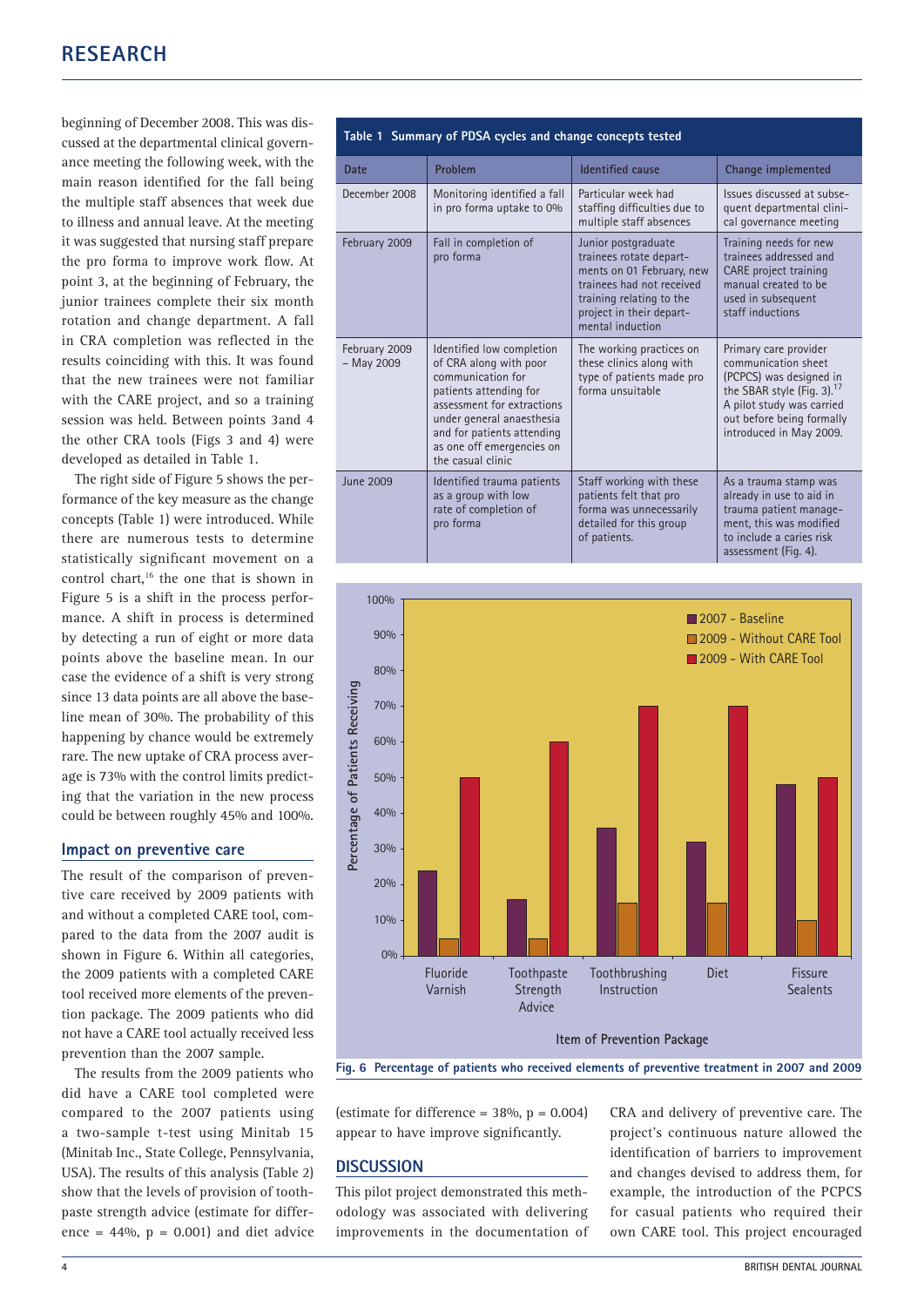beginning of December 2008. This was discussed at the departmental clinical governance meeting the following week, with the main reason identified for the fall being the multiple staff absences that week due to illness and annual leave. At the meeting it was suggested that nursing staff prepare the pro forma to improve work flow. At point 3, at the beginning of February, the junior trainees complete their six month rotation and change department. A fall in CRA completion was reflected in the results coinciding with this. It was found that the new trainees were not familiar with the CARE project, and so a training session was held. Between points 3and 4 the other CRA tools (Figs 3 and 4) were developed as detailed in Table 1.

The right side of Figure 5 shows the performance of the key measure as the change concepts (Table 1) were introduced. While there are numerous tests to determine statistically significant movement on a control chart,[16] the one that is shown in Figure 5 is a shift in the process performance. A shift in process is determined by detecting a run of eight or more data points above the baseline mean. In our case the evidence of a shift is very strong since 13 data points are all above the baseline mean of 30%. The probability of this happening by chance would be extremely rare. The new uptake of CRA process average is 73% with the control limits predicting that the variation in the new process could be between roughly 45% and 100%.

**Table 1 Summary of PDSA cycles and change concepts tested**

| Date | Problem | Identified cause | Change implemented |
|---|---|---|---|
| December 2008 | Monitoring identified a fall in pro forma uptake to 0% | Particular week had staffing difficulties due to multiple staff absences | Issues discussed at subsequent departmental clinical governance meeting |
| February 2009 | Fall in completion of pro forma | Junior postgraduate trainees rotate departments on 01 February, new trainees had not received training relating to the project in their departmental induction | Training needs for new trainees addressed and CARE project training manual created to be used in subsequent staff inductions |
| February 2009 – May 2009 | Identified low completion of CRA along with poor communication for patients attending for assessment for extractions under general anaesthesia and for patients attending as one off emergencies on the casual clinic | The working practices on these clinics along with type of patients made pro forma unsuitable | Primary care provider communication sheet (PCPCS) was designed in the SBAR style (Fig. 3).[17] A pilot study was carried out before being formally introduced in May 2009. |
| June 2009 | Identified trauma patients as a group with low rate of completion of pro forma | Staff working with these patients felt that pro forma was unnecessarily detailed for this group of patients. | As a trauma stamp was already in use to aid in trauma patient management, this was modified to include a caries risk assessment (Fig. 4). |

Fig. 6 Percentage of patients who received elements of preventive treatment in 2007 and 2009

## Impact on preventive care

The result of the comparison of preventive care received by 2009 patients with and without a completed CARE tool, compared to the data from the 2007 audit is shown in Figure 6. Within all categories, the 2009 patients with a completed CARE tool received more elements of the prevention package. The 2009 patients who did not have a CARE tool actually received less prevention than the 2007 sample.

The results from the 2009 patients who did have a CARE tool completed were compared to the 2007 patients using a two-sample t-test using Minitab 15 (Minitab Inc., State College, Pennsylvania, USA). The results of this analysis (Table 2) show that the levels of provision of toothpaste strength advice (estimate for difference = 44%, $p = 0.001$) and diet advice (estimate for difference = 38%, $p = 0.004$) appear to have improve significantly.

## DISCUSSION

This pilot project demonstrated this methodology was associated with delivering improvements in the documentation of CRA and delivery of preventive care. The project's continuous nature allowed the identification of barriers to improvement and changes devised to address them, for example, the introduction of the PCPCS for casual patients who required their own CARE tool. This project encouraged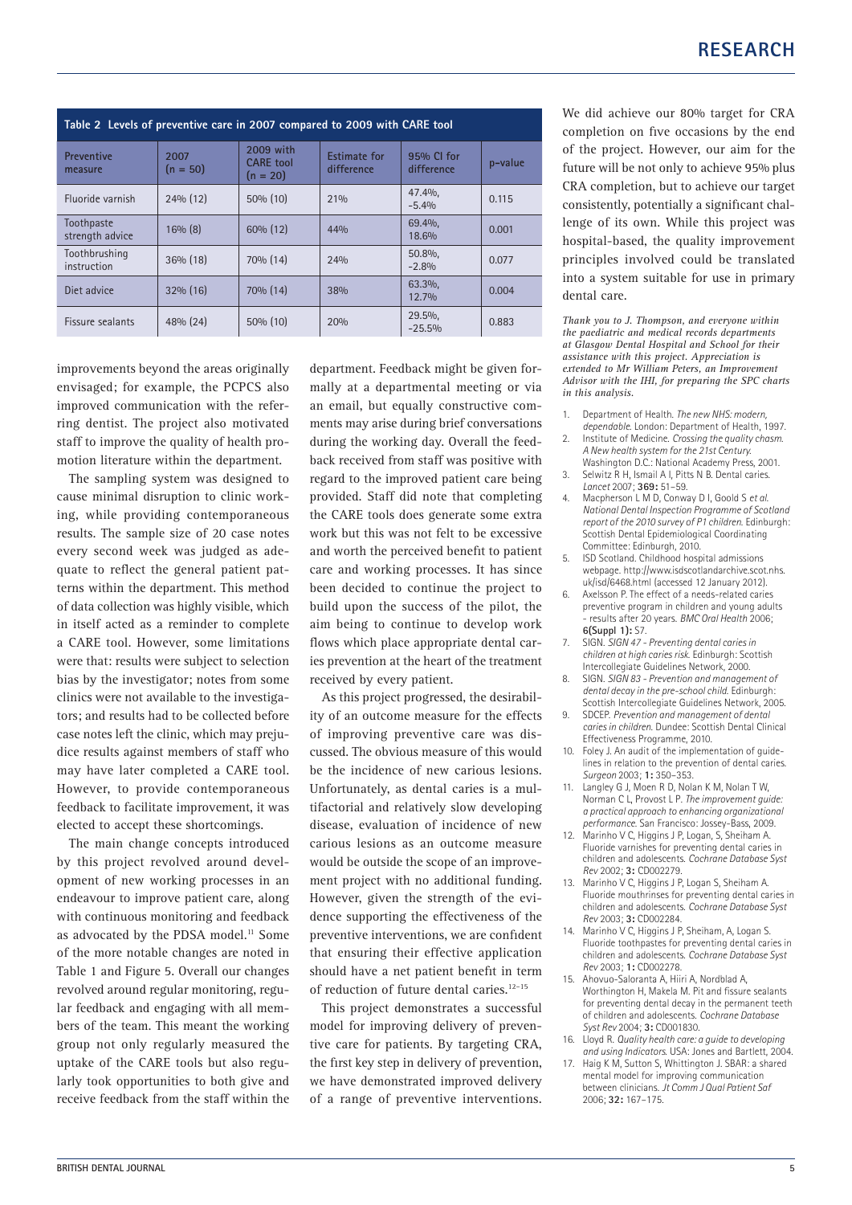**Table 2 Levels of preventive care in 2007 compared to 2009 with CARE tool**

| Preventive measure | 2007 (n = 50) | 2009 with CARE tool (n = 20) | Estimate for difference | 95% CI for difference | p-value |
|---|---|---|---|---|---|
| Fluoride varnish | 24% (12) | 50% (10) | 21% | 47.4%, -5.4% | 0.115 |
| Toothpaste strength advice | 16% (8) | 60% (12) | 44% | 69.4%, 18.6% | 0.001 |
| Toothbrushing instruction | 36% (18) | 70% (14) | 24% | 50.8%, -2.8% | 0.077 |
| Diet advice | 32% (16) | 70% (14) | 38% | 63.3%, 12.7% | 0.004 |
| Fissure sealants | 48% (24) | 50% (10) | 20% | 29.5%, -25.5% | 0.883 |

improvements beyond the areas originally envisaged; for example, the PCPCS also improved communication with the referring dentist. The project also motivated staff to improve the quality of health promotion literature within the department.

The sampling system was designed to cause minimal disruption to clinic working, while providing contemporaneous results. The sample size of 20 case notes every second week was judged as adequate to reflect the general patient patterns within the department. This method of data collection was highly visible, which in itself acted as a reminder to complete a CARE tool. However, some limitations were that: results were subject to selection bias by the investigator; notes from some clinics were not available to the investigators; and results had to be collected before case notes left the clinic, which may prejudice results against members of staff who may have later completed a CARE tool. However, to provide contemporaneous feedback to facilitate improvement, it was elected to accept these shortcomings.

The main change concepts introduced by this project revolved around development of new working processes in an endeavour to improve patient care, along with continuous monitoring and feedback as advocated by the PDSA model.[11] Some of the more notable changes are noted in Table 1 and Figure 5. Overall our changes revolved around regular monitoring, regular feedback and engaging with all members of the team. This meant the working group not only regularly measured the uptake of the CARE tools but also regularly took opportunities to both give and receive feedback from the staff within the department. Feedback might be given formally at a departmental meeting or via an email, but equally constructive comments may arise during brief conversations during the working day. Overall the feedback received from staff was positive with regard to the improved patient care being provided. Staff did note that completing the CARE tools does generate some extra work but this was not felt to be excessive and worth the perceived benefit to patient care and working processes. It has since been decided to continue the project to build upon the success of the pilot, the aim being to continue to develop work flows which place appropriate dental caries prevention at the heart of the treatment received by every patient.

As this project progressed, the desirability of an outcome measure for the effects of improving preventive care was discussed. The obvious measure of this would be the incidence of new carious lesions. Unfortunately, as dental caries is a multifactorial and relatively slow developing disease, evaluation of incidence of new carious lesions as an outcome measure would be outside the scope of an improvement project with no additional funding. However, given the strength of the evidence supporting the effectiveness of the preventive interventions, we are confident that ensuring their effective application should have a net patient benefit in term of reduction of future dental caries.[12–15]

This project demonstrates a successful model for improving delivery of preventive care for patients. By targeting CRA, the first key step in delivery of prevention, we have demonstrated improved delivery of a range of preventive interventions. We did achieve our 80% target for CRA completion on five occasions by the end of the project. However, our aim for the future will be not only to achieve 95% plus CRA completion, but to achieve our target consistently, potentially a significant challenge of its own. While this project was hospital-based, the quality improvement principles involved could be translated into a system suitable for use in primary dental care.

*Thank you to J. Thompson, and everyone within the paediatric and medical records departments at Glasgow Dental Hospital and School for their assistance with this project. Appreciation is extended to Mr William Peters, an Improvement Advisor with the IHI, for preparing the SPC charts in this analysis.*

1. Department of Health. *The new NHS: modern, dependable.* London: Department of Health, 1997.
2. Institute of Medicine. *Crossing the quality chasm. A New health system for the 21st Century.* Washington D.C.: National Academy Press, 2001.
3. Selwitz R H, Ismail A I, Pitts N B. Dental caries. *Lancet* 2007; **369:** 51–59.
4. Macpherson L M D, Conway D I, Goold S *et al. National Dental Inspection Programme of Scotland report of the 2010 survey of P1 children.* Edinburgh: Scottish Dental Epidemiological Coordinating Committee: Edinburgh, 2010.
5. ISD Scotland. Childhood hospital admissions webpage. http://www.isdscotlandarchive.scot.nhs.uk/isd/6468.html (accessed 12 January 2012).
6. Axelsson P. The effect of a needs-related caries preventive program in children and young adults - results after 20 years. *BMC Oral Health* 2006; **6(Suppl 1):** S7.
7. SIGN. *SIGN 47 - Preventing dental caries in children at high caries risk.* Edinburgh: Scottish Intercollegiate Guidelines Network, 2000.
8. SIGN. *SIGN 83 - Prevention and management of dental decay in the pre-school child.* Edinburgh: Scottish Intercollegiate Guidelines Network, 2005.
9. SDCEP. *Prevention and management of dental caries in children.* Dundee: Scottish Dental Clinical Effectiveness Programme, 2010.
10. Foley J. An audit of the implementation of guidelines in relation to the prevention of dental caries. *Surgeon* 2003; **1:** 350–353.
11. Langley G J, Moen R D, Nolan K M, Nolan T W, Norman C L, Provost L P. *The improvement guide: a practical approach to enhancing organizational performance.* San Francisco: Jossey-Bass, 2009.
12. Marinho V C, Higgins J P, Logan, S, Sheiham A. Fluoride varnishes for preventing dental caries in children and adolescents. *Cochrane Database Syst Rev* 2002; **3:** CD002279.
13. Marinho V C, Higgins J P, Logan S, Sheiham A. Fluoride mouthrinses for preventing dental caries in children and adolescents. *Cochrane Database Syst Rev* 2003; **3:** CD002284.
14. Marinho V C, Higgins J P, Sheiham, A, Logan S. Fluoride toothpastes for preventing dental caries in children and adolescents. *Cochrane Database Syst Rev* 2003; **1:** CD002278.
15. Ahovuo-Saloranta A, Hiiri A, Nordblad A, Worthington H, Makela M. Pit and fissure sealants for preventing dental decay in the permanent teeth of children and adolescents. *Cochrane Database Syst Rev* 2004; **3:** CD001830.
16. Lloyd R. *Quality health care: a guide to developing and using Indicators.* USA: Jones and Bartlett, 2004.
17. Haig K M, Sutton S, Whittington J. SBAR: a shared mental model for improving communication between clinicians. *Jt Comm J Qual Patient Saf* 2006; **32:** 167–175.